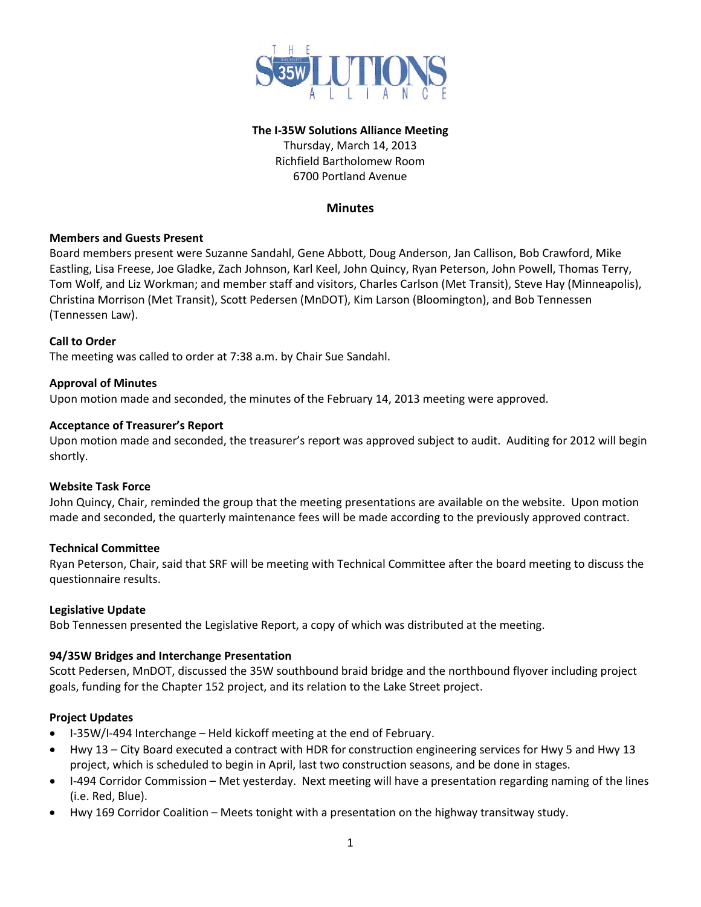**The I-35W Solutions Alliance Meeting**
Thursday, March 14, 2013
Richfield Bartholomew Room
6700 Portland Avenue

## Minutes

**Members and Guests Present**

Board members present were Suzanne Sandahl, Gene Abbott, Doug Anderson, Jan Callison, Bob Crawford, Mike Eastling, Lisa Freese, Joe Gladke, Zach Johnson, Karl Keel, John Quincy, Ryan Peterson, John Powell, Thomas Terry, Tom Wolf, and Liz Workman; and member staff and visitors, Charles Carlson (Met Transit), Steve Hay (Minneapolis), Christina Morrison (Met Transit), Scott Pedersen (MnDOT), Kim Larson (Bloomington), and Bob Tennessen (Tennessen Law).

**Call to Order**

The meeting was called to order at 7:38 a.m. by Chair Sue Sandahl.

**Approval of Minutes**

Upon motion made and seconded, the minutes of the February 14, 2013 meeting were approved.

**Acceptance of Treasurer's Report**

Upon motion made and seconded, the treasurer's report was approved subject to audit. Auditing for 2012 will begin shortly.

**Website Task Force**

John Quincy, Chair, reminded the group that the meeting presentations are available on the website. Upon motion made and seconded, the quarterly maintenance fees will be made according to the previously approved contract.

**Technical Committee**

Ryan Peterson, Chair, said that SRF will be meeting with Technical Committee after the board meeting to discuss the questionnaire results.

**Legislative Update**

Bob Tennessen presented the Legislative Report, a copy of which was distributed at the meeting.

**94/35W Bridges and Interchange Presentation**

Scott Pedersen, MnDOT, discussed the 35W southbound braid bridge and the northbound flyover including project goals, funding for the Chapter 152 project, and its relation to the Lake Street project.

**Project Updates**

- I-35W/I-494 Interchange – Held kickoff meeting at the end of February.
- Hwy 13 – City Board executed a contract with HDR for construction engineering services for Hwy 5 and Hwy 13 project, which is scheduled to begin in April, last two construction seasons, and be done in stages.
- I-494 Corridor Commission – Met yesterday. Next meeting will have a presentation regarding naming of the lines (i.e. Red, Blue).
- Hwy 169 Corridor Coalition – Meets tonight with a presentation on the highway transitway study.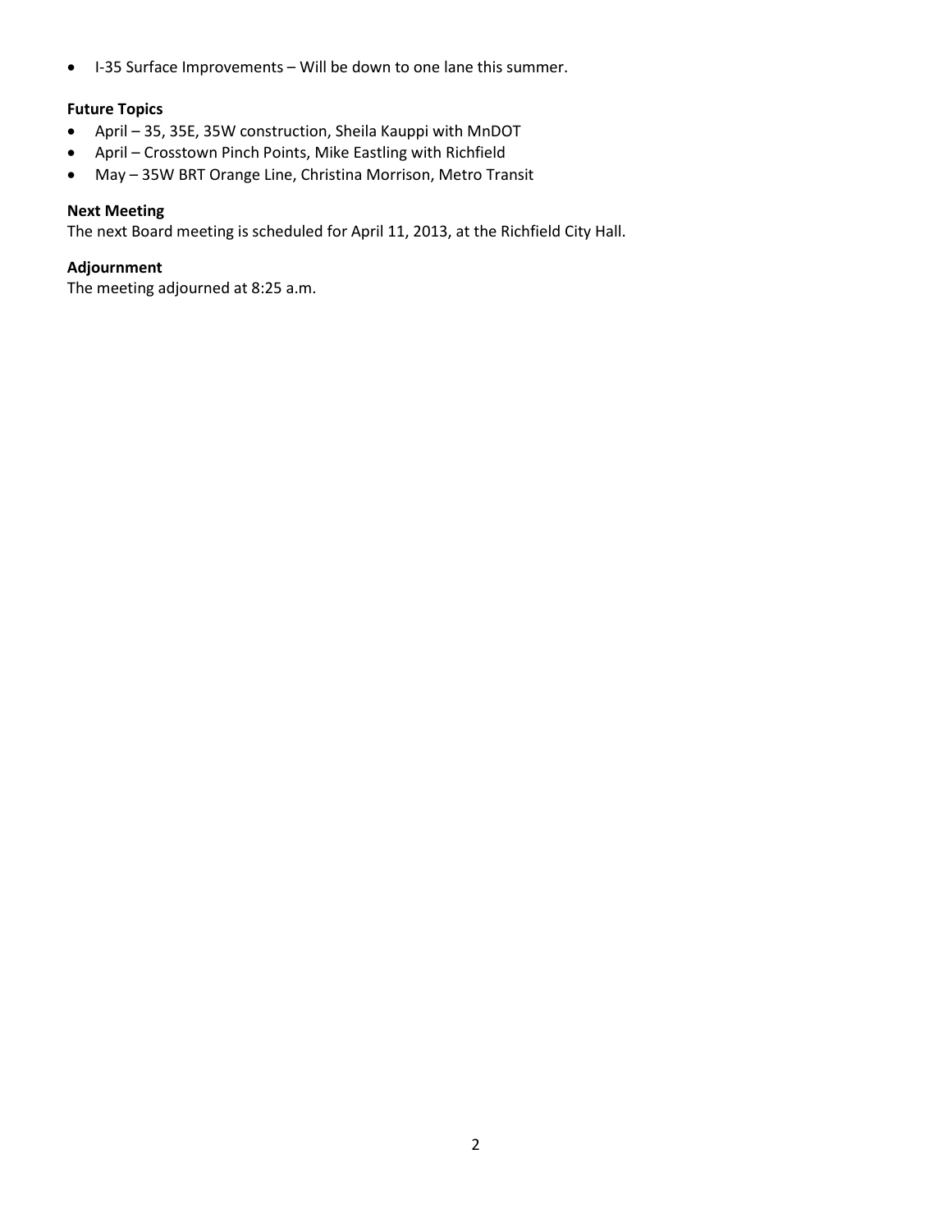- I-35 Surface Improvements – Will be down to one lane this summer.

**Future Topics**

- April – 35, 35E, 35W construction, Sheila Kauppi with MnDOT
- April – Crosstown Pinch Points, Mike Eastling with Richfield
- May – 35W BRT Orange Line, Christina Morrison, Metro Transit

**Next Meeting**

The next Board meeting is scheduled for April 11, 2013, at the Richfield City Hall.

**Adjournment**

The meeting adjourned at 8:25 a.m.